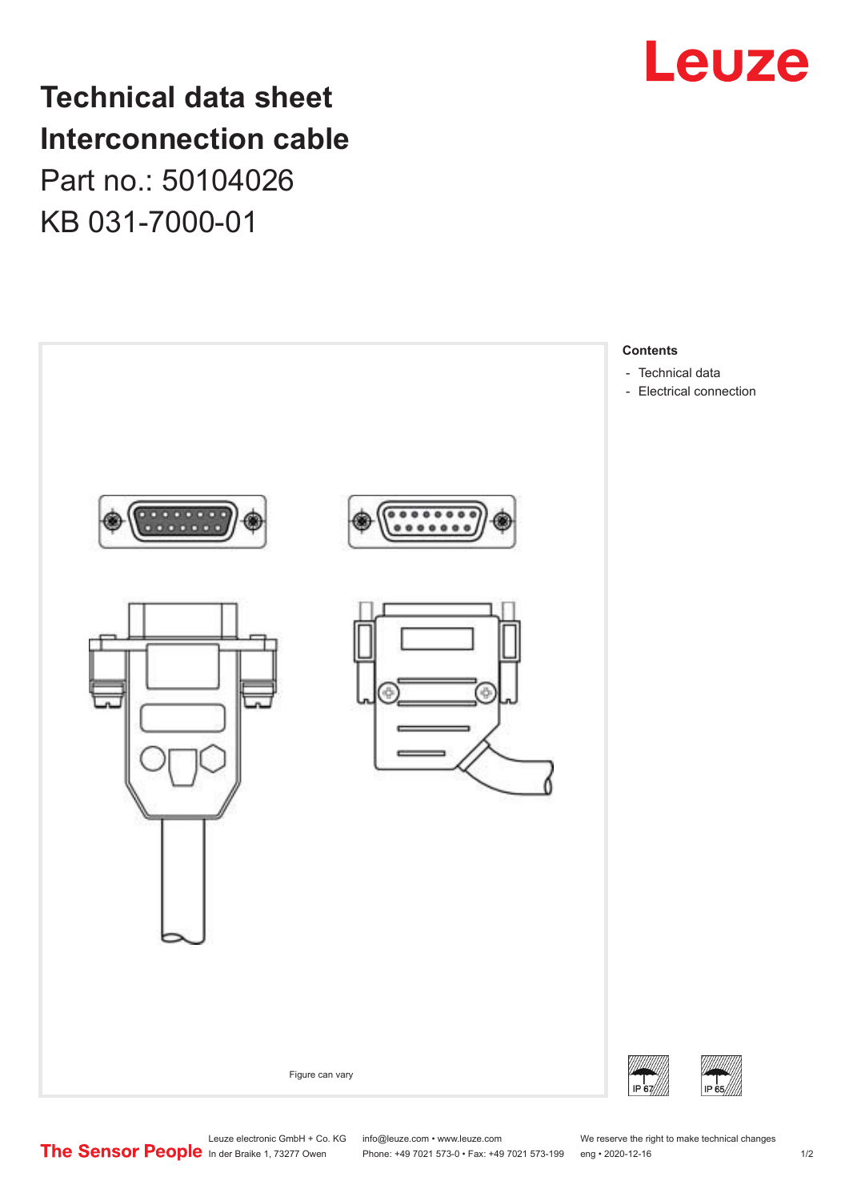# Technical data sheet Interconnection cable

Part no.: 50104026

KB 031-7000-01

Figure can vary

**Contents**

- Technical data
- Electrical connection

IP 67

IP 65

The Sensor People

Leuze electronic GmbH + Co. KG
In der Braike 1, 73277 Owen

info@leuze.com • www.leuze.com
Phone: +49 7021 573-0 • Fax: +49 7021 573-199

We reserve the right to make technical changes
eng • 2020-12-16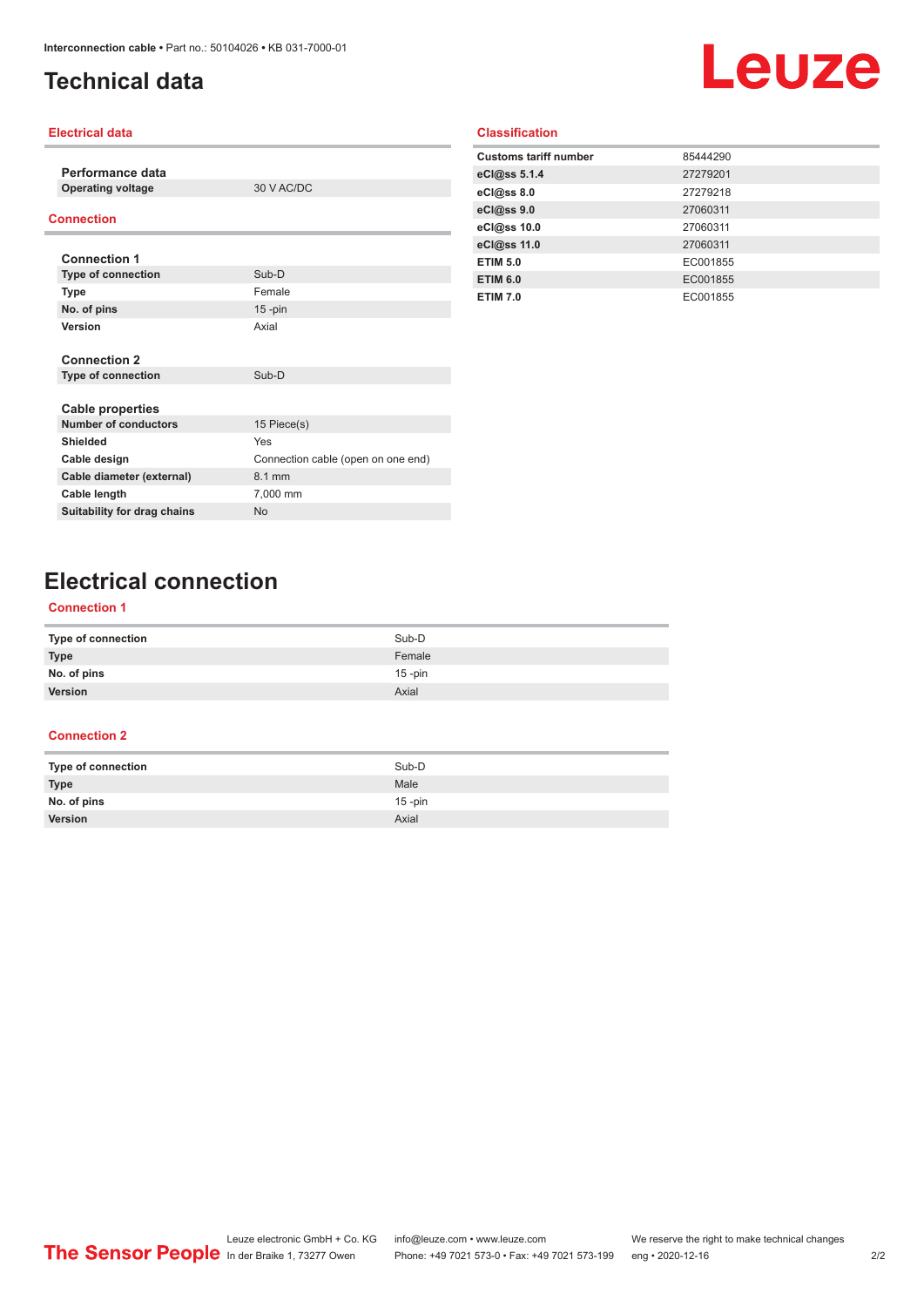# Technical data

## Electrical data

| | |
|---|---|
| **Performance data** | |
| Operating voltage | 30 V AC/DC |

## Connection

| | |
|---|---|
| **Connection 1** | |
| Type of connection | Sub-D |
| Type | Female |
| No. of pins | 15 -pin |
| Version | Axial |
| **Connection 2** | |
| Type of connection | Sub-D |
| **Cable properties** | |
| Number of conductors | 15 Piece(s) |
| Shielded | Yes |
| Cable design | Connection cable (open on one end) |
| Cable diameter (external) | 8.1 mm |
| Cable length | 7,000 mm |
| Suitability for drag chains | No |

## Classification

| | |
|---|---|
| Customs tariff number | 85444290 |
| eCl@ss 5.1.4 | 27279201 |
| eCl@ss 8.0 | 27279218 |
| eCl@ss 9.0 | 27060311 |
| eCl@ss 10.0 | 27060311 |
| eCl@ss 11.0 | 27060311 |
| ETIM 5.0 | EC001855 |
| ETIM 6.0 | EC001855 |
| ETIM 7.0 | EC001855 |

# Electrical connection

## Connection 1

| | |
|---|---|
| Type of connection | Sub-D |
| Type | Female |
| No. of pins | 15 -pin |
| Version | Axial |

## Connection 2

| | |
|---|---|
| Type of connection | Sub-D |
| Type | Male |
| No. of pins | 15 -pin |
| Version | Axial |